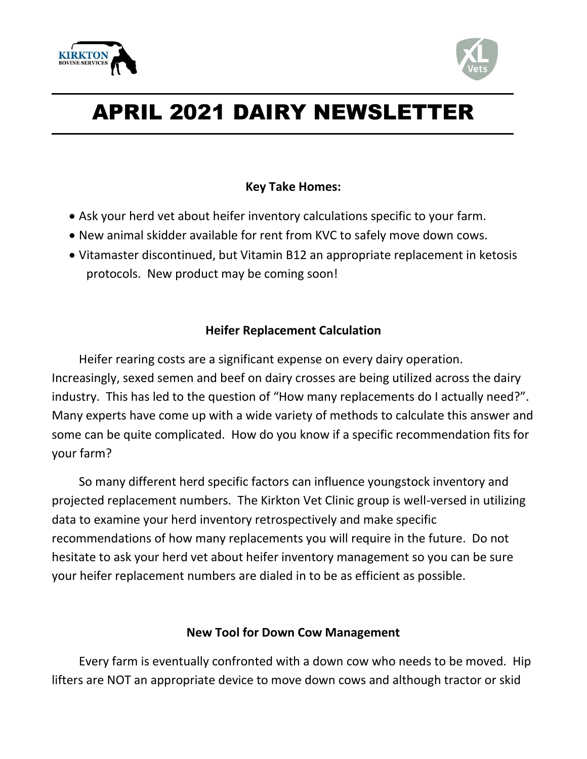# APRIL 2021 DAIRY NEWSLETTER

**Key Take Homes:**

- Ask your herd vet about heifer inventory calculations specific to your farm.
- New animal skidder available for rent from KVC to safely move down cows.
- Vitamaster discontinued, but Vitamin B12 an appropriate replacement in ketosis protocols. New product may be coming soon!

**Heifer Replacement Calculation**

Heifer rearing costs are a significant expense on every dairy operation. Increasingly, sexed semen and beef on dairy crosses are being utilized across the dairy industry. This has led to the question of "How many replacements do I actually need?". Many experts have come up with a wide variety of methods to calculate this answer and some can be quite complicated. How do you know if a specific recommendation fits for your farm?

So many different herd specific factors can influence youngstock inventory and projected replacement numbers. The Kirkton Vet Clinic group is well-versed in utilizing data to examine your herd inventory retrospectively and make specific recommendations of how many replacements you will require in the future. Do not hesitate to ask your herd vet about heifer inventory management so you can be sure your heifer replacement numbers are dialed in to be as efficient as possible.

**New Tool for Down Cow Management**

Every farm is eventually confronted with a down cow who needs to be moved. Hip lifters are NOT an appropriate device to move down cows and although tractor or skid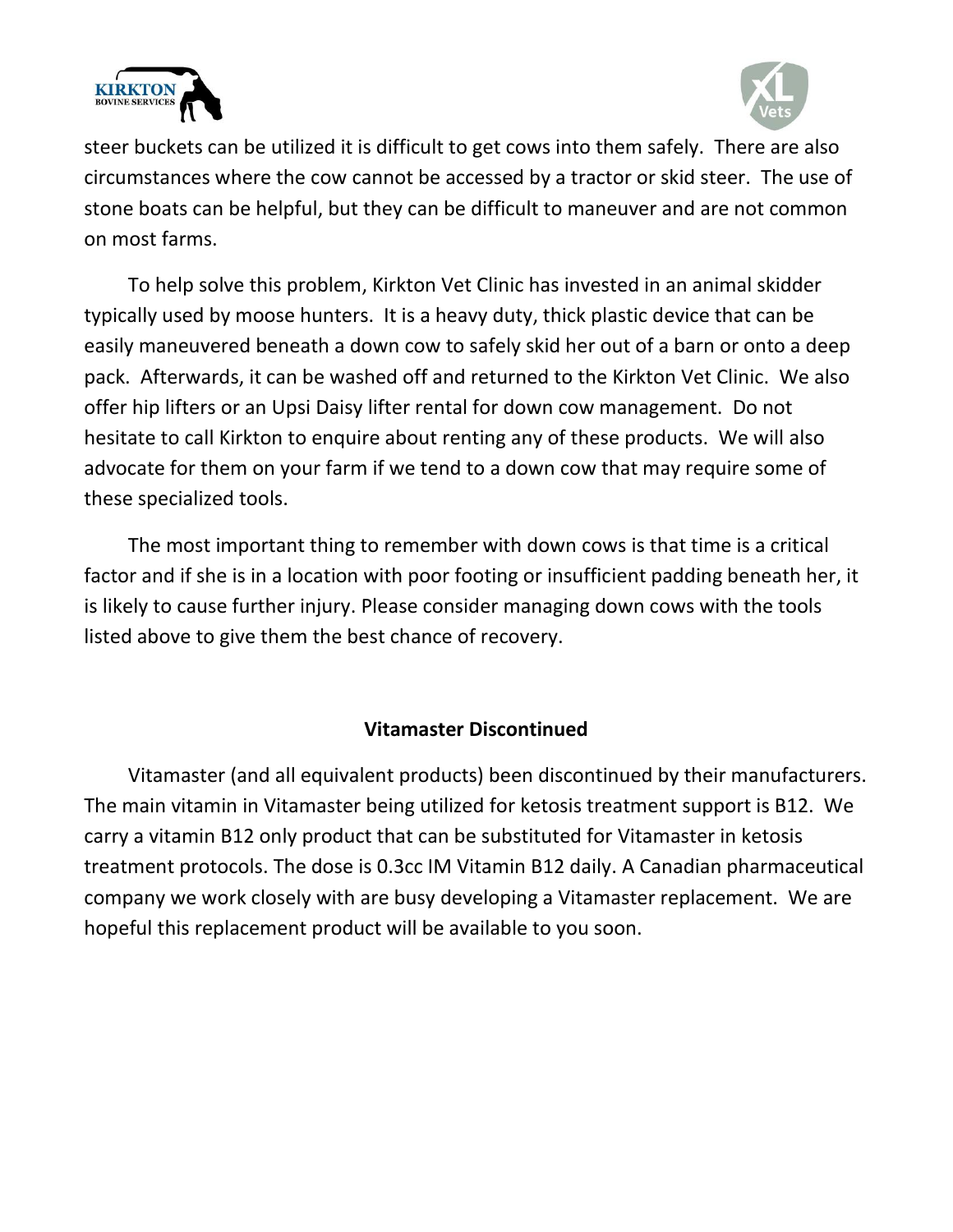steer buckets can be utilized it is difficult to get cows into them safely. There are also circumstances where the cow cannot be accessed by a tractor or skid steer. The use of stone boats can be helpful, but they can be difficult to maneuver and are not common on most farms.

To help solve this problem, Kirkton Vet Clinic has invested in an animal skidder typically used by moose hunters. It is a heavy duty, thick plastic device that can be easily maneuvered beneath a down cow to safely skid her out of a barn or onto a deep pack. Afterwards, it can be washed off and returned to the Kirkton Vet Clinic. We also offer hip lifters or an Upsi Daisy lifter rental for down cow management. Do not hesitate to call Kirkton to enquire about renting any of these products. We will also advocate for them on your farm if we tend to a down cow that may require some of these specialized tools.

The most important thing to remember with down cows is that time is a critical factor and if she is in a location with poor footing or insufficient padding beneath her, it is likely to cause further injury. Please consider managing down cows with the tools listed above to give them the best chance of recovery.

## Vitamaster Discontinued

Vitamaster (and all equivalent products) been discontinued by their manufacturers. The main vitamin in Vitamaster being utilized for ketosis treatment support is B12. We carry a vitamin B12 only product that can be substituted for Vitamaster in ketosis treatment protocols. The dose is 0.3cc IM Vitamin B12 daily. A Canadian pharmaceutical company we work closely with are busy developing a Vitamaster replacement. We are hopeful this replacement product will be available to you soon.